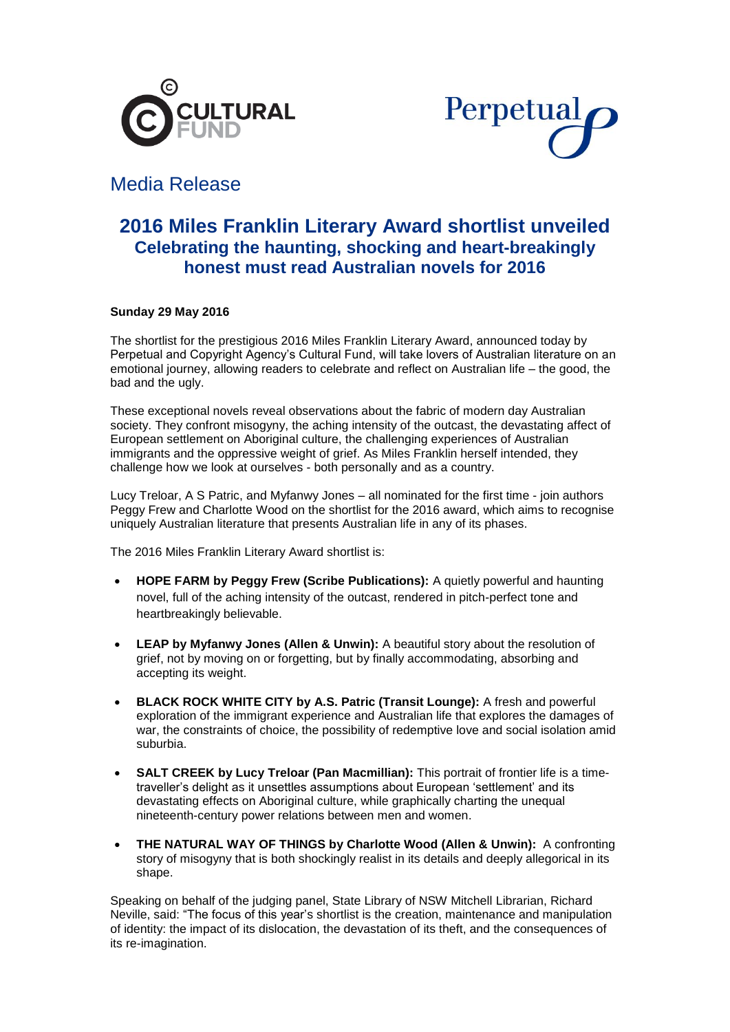Media Release

# 2016 Miles Franklin Literary Award shortlist unveiled

## Celebrating the haunting, shocking and heart-breakingly honest must read Australian novels for 2016

**Sunday 29 May 2016**

The shortlist for the prestigious 2016 Miles Franklin Literary Award, announced today by Perpetual and Copyright Agency's Cultural Fund, will take lovers of Australian literature on an emotional journey, allowing readers to celebrate and reflect on Australian life – the good, the bad and the ugly.

These exceptional novels reveal observations about the fabric of modern day Australian society. They confront misogyny, the aching intensity of the outcast, the devastating affect of European settlement on Aboriginal culture, the challenging experiences of Australian immigrants and the oppressive weight of grief. As Miles Franklin herself intended, they challenge how we look at ourselves - both personally and as a country.

Lucy Treloar, A S Patric, and Myfanwy Jones – all nominated for the first time - join authors Peggy Frew and Charlotte Wood on the shortlist for the 2016 award, which aims to recognise uniquely Australian literature that presents Australian life in any of its phases.

The 2016 Miles Franklin Literary Award shortlist is:

- **HOPE FARM by Peggy Frew (Scribe Publications):** A quietly powerful and haunting novel, full of the aching intensity of the outcast, rendered in pitch-perfect tone and heartbreakingly believable.
- **LEAP by Myfanwy Jones (Allen & Unwin):** A beautiful story about the resolution of grief, not by moving on or forgetting, but by finally accommodating, absorbing and accepting its weight.
- **BLACK ROCK WHITE CITY by A.S. Patric (Transit Lounge):** A fresh and powerful exploration of the immigrant experience and Australian life that explores the damages of war, the constraints of choice, the possibility of redemptive love and social isolation amid suburbia.
- **SALT CREEK by Lucy Treloar (Pan Macmillian):** This portrait of frontier life is a time-traveller's delight as it unsettles assumptions about European 'settlement' and its devastating effects on Aboriginal culture, while graphically charting the unequal nineteenth-century power relations between men and women.
- **THE NATURAL WAY OF THINGS by Charlotte Wood (Allen & Unwin):** A confronting story of misogyny that is both shockingly realist in its details and deeply allegorical in its shape.

Speaking on behalf of the judging panel, State Library of NSW Mitchell Librarian, Richard Neville, said: "The focus of this year's shortlist is the creation, maintenance and manipulation of identity: the impact of its dislocation, the devastation of its theft, and the consequences of its re-imagination.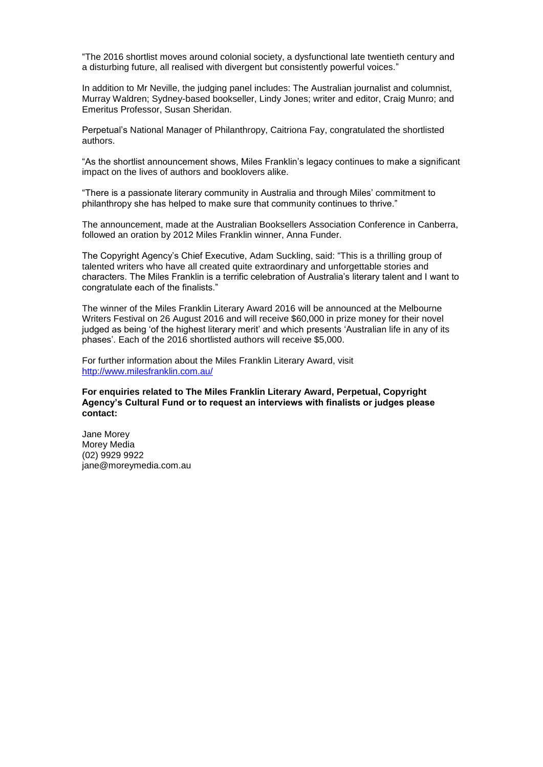"The 2016 shortlist moves around colonial society, a dysfunctional late twentieth century and a disturbing future, all realised with divergent but consistently powerful voices."

In addition to Mr Neville, the judging panel includes: The Australian journalist and columnist, Murray Waldren; Sydney-based bookseller, Lindy Jones; writer and editor, Craig Munro; and Emeritus Professor, Susan Sheridan.

Perpetual's National Manager of Philanthropy, Caitriona Fay, congratulated the shortlisted authors.

"As the shortlist announcement shows, Miles Franklin's legacy continues to make a significant impact on the lives of authors and booklovers alike.

"There is a passionate literary community in Australia and through Miles' commitment to philanthropy she has helped to make sure that community continues to thrive."

The announcement, made at the Australian Booksellers Association Conference in Canberra, followed an oration by 2012 Miles Franklin winner, Anna Funder.

The Copyright Agency's Chief Executive, Adam Suckling, said: "This is a thrilling group of talented writers who have all created quite extraordinary and unforgettable stories and characters. The Miles Franklin is a terrific celebration of Australia's literary talent and I want to congratulate each of the finalists."

The winner of the Miles Franklin Literary Award 2016 will be announced at the Melbourne Writers Festival on 26 August 2016 and will receive $60,000 in prize money for their novel judged as being 'of the highest literary merit' and which presents 'Australian life in any of its phases'. Each of the 2016 shortlisted authors will receive $5,000.

For further information about the Miles Franklin Literary Award, visit [http://www.milesfranklin.com.au/](http://www.milesfranklin.com.au/)

**For enquiries related to The Miles Franklin Literary Award, Perpetual, Copyright Agency's Cultural Fund or to request an interviews with finalists or judges please contact:**

Jane Morey
Morey Media
(02) 9929 9922
jane@moreymedia.com.au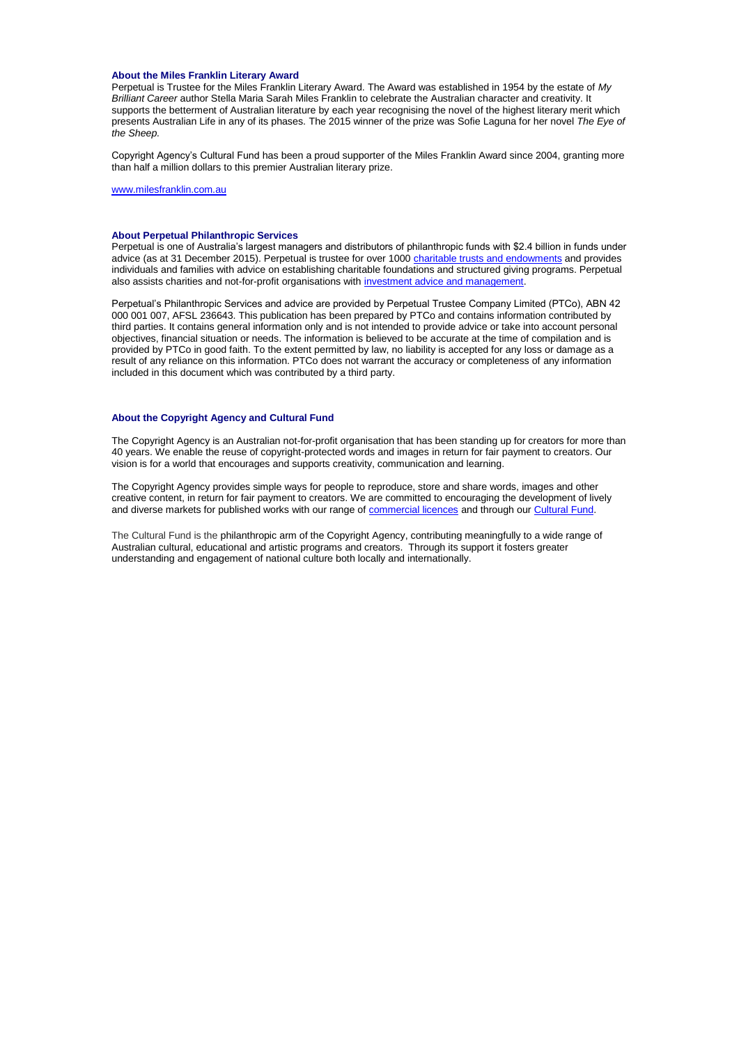### About the Miles Franklin Literary Award

Perpetual is Trustee for the Miles Franklin Literary Award. The Award was established in 1954 by the estate of *My Brilliant Career* author Stella Maria Sarah Miles Franklin to celebrate the Australian character and creativity. It supports the betterment of Australian literature by each year recognising the novel of the highest literary merit which presents Australian Life in any of its phases. The 2015 winner of the prize was Sofie Laguna for her novel *The Eye of the Sheep.*

Copyright Agency's Cultural Fund has been a proud supporter of the Miles Franklin Award since 2004, granting more than half a million dollars to this premier Australian literary prize.

[www.milesfranklin.com.au](www.milesfranklin.com.au)

### About Perpetual Philanthropic Services

Perpetual is one of Australia's largest managers and distributors of philanthropic funds with $2.4 billion in funds under advice (as at 31 December 2015). Perpetual is trustee for over 1000 charitable trusts and endowments and provides individuals and families with advice on establishing charitable foundations and structured giving programs. Perpetual also assists charities and not-for-profit organisations with investment advice and management.

Perpetual's Philanthropic Services and advice are provided by Perpetual Trustee Company Limited (PTCo), ABN 42 000 001 007, AFSL 236643. This publication has been prepared by PTCo and contains information contributed by third parties. It contains general information only and is not intended to provide advice or take into account personal objectives, financial situation or needs. The information is believed to be accurate at the time of compilation and is provided by PTCo in good faith. To the extent permitted by law, no liability is accepted for any loss or damage as a result of any reliance on this information. PTCo does not warrant the accuracy or completeness of any information included in this document which was contributed by a third party.

### About the Copyright Agency and Cultural Fund

The Copyright Agency is an Australian not-for-profit organisation that has been standing up for creators for more than 40 years. We enable the reuse of copyright-protected words and images in return for fair payment to creators. Our vision is for a world that encourages and supports creativity, communication and learning.

The Copyright Agency provides simple ways for people to reproduce, store and share words, images and other creative content, in return for fair payment to creators. We are committed to encouraging the development of lively and diverse markets for published works with our range of commercial licences and through our Cultural Fund.

The Cultural Fund is the philanthropic arm of the Copyright Agency, contributing meaningfully to a wide range of Australian cultural, educational and artistic programs and creators. Through its support it fosters greater understanding and engagement of national culture both locally and internationally.